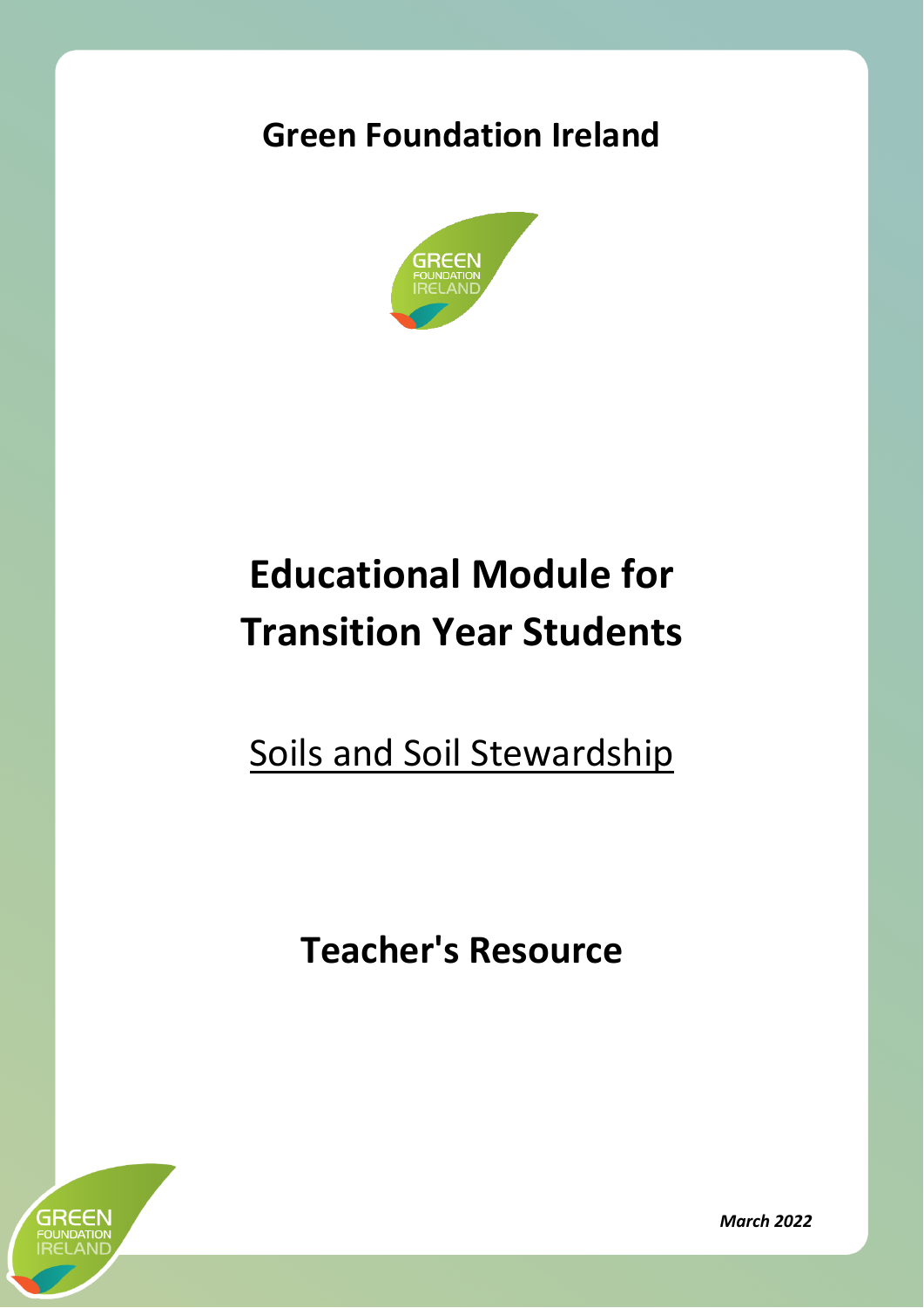# Green Foundation Ireland

# Educational Module for Transition Year Students

## Soils and Soil Stewardship

## Teacher's Resource

***March 2022***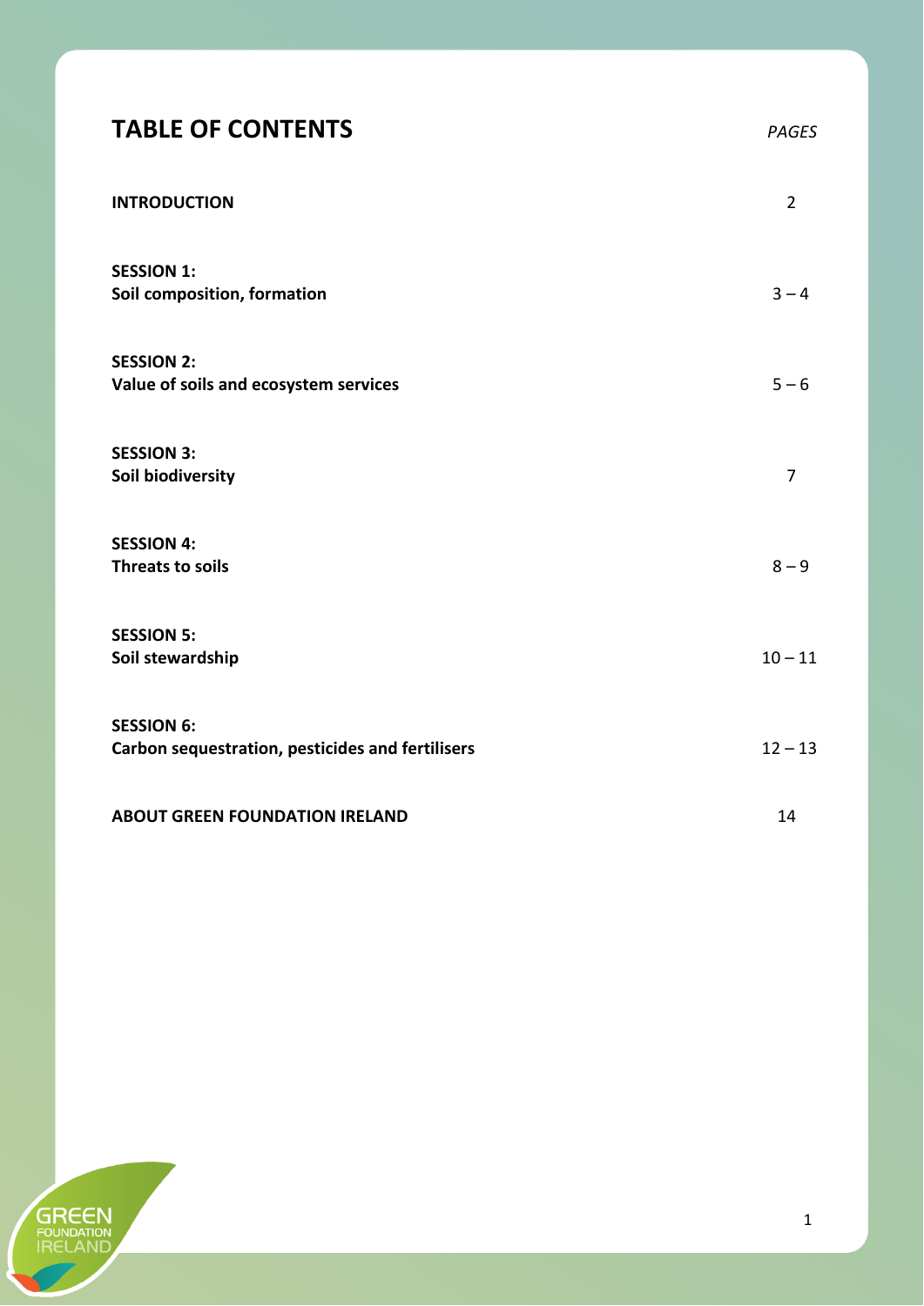# TABLE OF CONTENTS

| | *PAGES* |
|---|---|
| **INTRODUCTION** | 2 |
| **SESSION 1:** **Soil composition, formation** | 3 – 4 |
| **SESSION 2:** **Value of soils and ecosystem services** | 5 – 6 |
| **SESSION 3:** **Soil biodiversity** | 7 |
| **SESSION 4:** **Threats to soils** | 8 – 9 |
| **SESSION 5:** **Soil stewardship** | 10 – 11 |
| **SESSION 6:** **Carbon sequestration, pesticides and fertilisers** | 12 – 13 |
| **ABOUT GREEN FOUNDATION IRELAND** | 14 |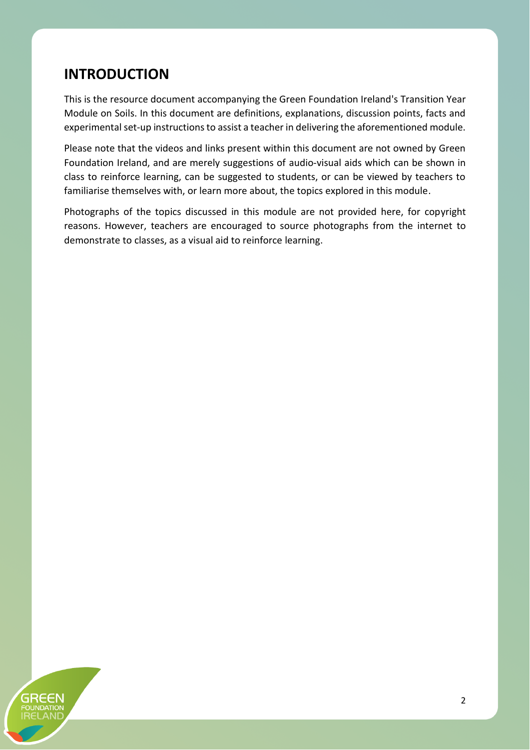# INTRODUCTION

This is the resource document accompanying the Green Foundation Ireland's Transition Year Module on Soils. In this document are definitions, explanations, discussion points, facts and experimental set-up instructions to assist a teacher in delivering the aforementioned module.

Please note that the videos and links present within this document are not owned by Green Foundation Ireland, and are merely suggestions of audio-visual aids which can be shown in class to reinforce learning, can be suggested to students, or can be viewed by teachers to familiarise themselves with, or learn more about, the topics explored in this module.

Photographs of the topics discussed in this module are not provided here, for copyright reasons. However, teachers are encouraged to source photographs from the internet to demonstrate to classes, as a visual aid to reinforce learning.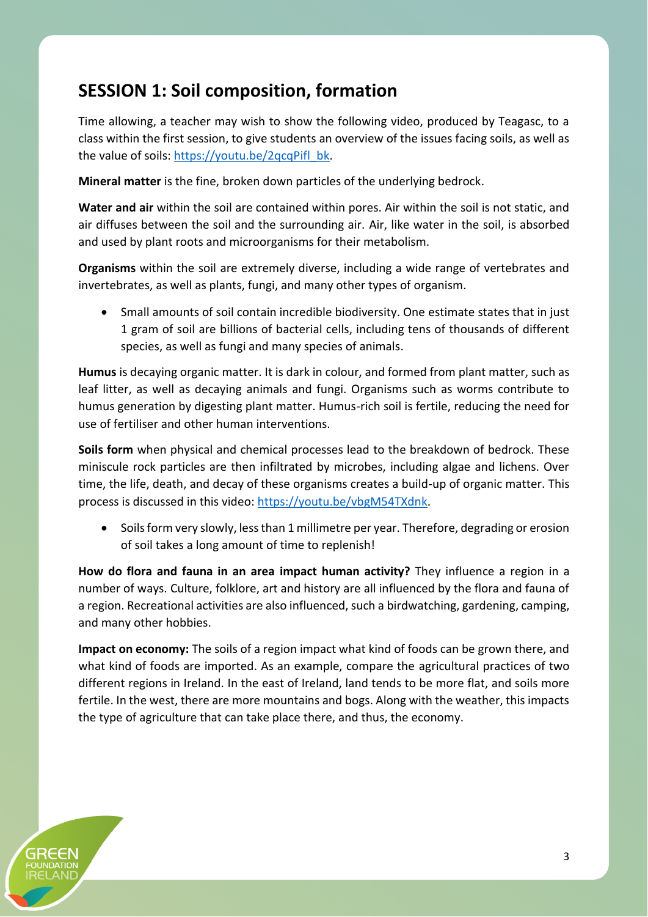## SESSION 1: Soil composition, formation

Time allowing, a teacher may wish to show the following video, produced by Teagasc, to a class within the first session, to give students an overview of the issues facing soils, as well as the value of soils: https://youtu.be/2qcqPifl_bk.

**Mineral matter** is the fine, broken down particles of the underlying bedrock.

**Water and air** within the soil are contained within pores. Air within the soil is not static, and air diffuses between the soil and the surrounding air. Air, like water in the soil, is absorbed and used by plant roots and microorganisms for their metabolism.

**Organisms** within the soil are extremely diverse, including a wide range of vertebrates and invertebrates, as well as plants, fungi, and many other types of organism.

- Small amounts of soil contain incredible biodiversity. One estimate states that in just 1 gram of soil are billions of bacterial cells, including tens of thousands of different species, as well as fungi and many species of animals.

**Humus** is decaying organic matter. It is dark in colour, and formed from plant matter, such as leaf litter, as well as decaying animals and fungi. Organisms such as worms contribute to humus generation by digesting plant matter. Humus-rich soil is fertile, reducing the need for use of fertiliser and other human interventions.

**Soils form** when physical and chemical processes lead to the breakdown of bedrock. These miniscule rock particles are then infiltrated by microbes, including algae and lichens. Over time, the life, death, and decay of these organisms creates a build-up of organic matter. This process is discussed in this video: https://youtu.be/vbgM54TXdnk.

- Soils form very slowly, less than 1 millimetre per year. Therefore, degrading or erosion of soil takes a long amount of time to replenish!

**How do flora and fauna in an area impact human activity?** They influence a region in a number of ways. Culture, folklore, art and history are all influenced by the flora and fauna of a region. Recreational activities are also influenced, such a birdwatching, gardening, camping, and many other hobbies.

**Impact on economy:** The soils of a region impact what kind of foods can be grown there, and what kind of foods are imported. As an example, compare the agricultural practices of two different regions in Ireland. In the east of Ireland, land tends to be more flat, and soils more fertile. In the west, there are more mountains and bogs. Along with the weather, this impacts the type of agriculture that can take place there, and thus, the economy.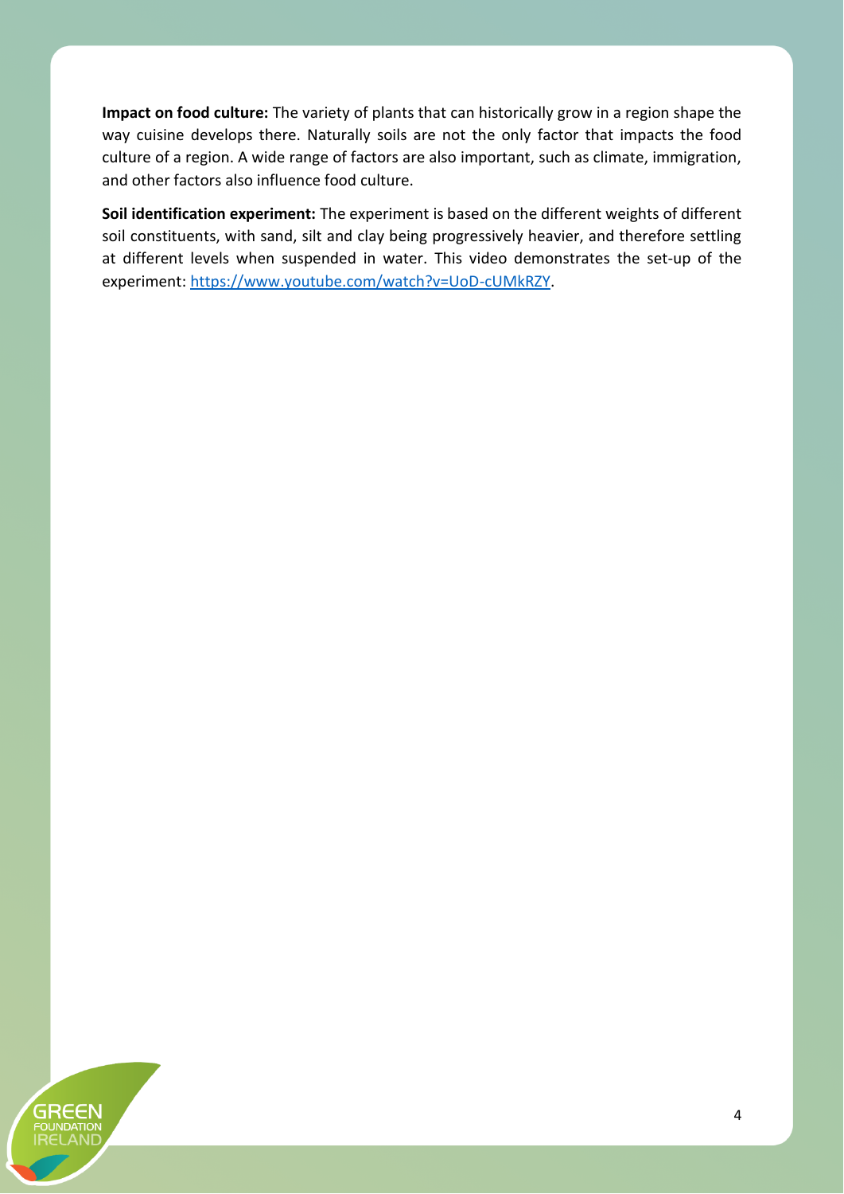**Impact on food culture:** The variety of plants that can historically grow in a region shape the way cuisine develops there. Naturally soils are not the only factor that impacts the food culture of a region. A wide range of factors are also important, such as climate, immigration, and other factors also influence food culture.

**Soil identification experiment:** The experiment is based on the different weights of different soil constituents, with sand, silt and clay being progressively heavier, and therefore settling at different levels when suspended in water. This video demonstrates the set-up of the experiment: [https://www.youtube.com/watch?v=UoD-cUMkRZY](https://www.youtube.com/watch?v=UoD-cUMkRZY).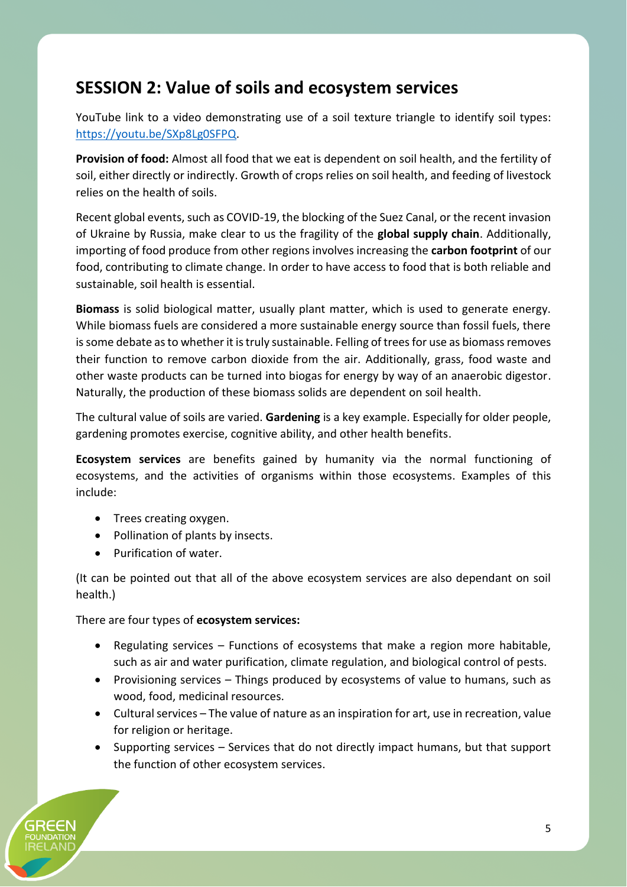## SESSION 2: Value of soils and ecosystem services

YouTube link to a video demonstrating use of a soil texture triangle to identify soil types: https://youtu.be/SXp8Lg0SFPQ.

**Provision of food:** Almost all food that we eat is dependent on soil health, and the fertility of soil, either directly or indirectly. Growth of crops relies on soil health, and feeding of livestock relies on the health of soils.

Recent global events, such as COVID-19, the blocking of the Suez Canal, or the recent invasion of Ukraine by Russia, make clear to us the fragility of the **global supply chain**. Additionally, importing of food produce from other regions involves increasing the **carbon footprint** of our food, contributing to climate change. In order to have access to food that is both reliable and sustainable, soil health is essential.

**Biomass** is solid biological matter, usually plant matter, which is used to generate energy. While biomass fuels are considered a more sustainable energy source than fossil fuels, there is some debate as to whether it is truly sustainable. Felling of trees for use as biomass removes their function to remove carbon dioxide from the air. Additionally, grass, food waste and other waste products can be turned into biogas for energy by way of an anaerobic digestor. Naturally, the production of these biomass solids are dependent on soil health.

The cultural value of soils are varied. **Gardening** is a key example. Especially for older people, gardening promotes exercise, cognitive ability, and other health benefits.

**Ecosystem services** are benefits gained by humanity via the normal functioning of ecosystems, and the activities of organisms within those ecosystems. Examples of this include:

- Trees creating oxygen.
- Pollination of plants by insects.
- Purification of water.

(It can be pointed out that all of the above ecosystem services are also dependant on soil health.)

There are four types of **ecosystem services:**

- Regulating services – Functions of ecosystems that make a region more habitable, such as air and water purification, climate regulation, and biological control of pests.
- Provisioning services – Things produced by ecosystems of value to humans, such as wood, food, medicinal resources.
- Cultural services – The value of nature as an inspiration for art, use in recreation, value for religion or heritage.
- Supporting services – Services that do not directly impact humans, but that support the function of other ecosystem services.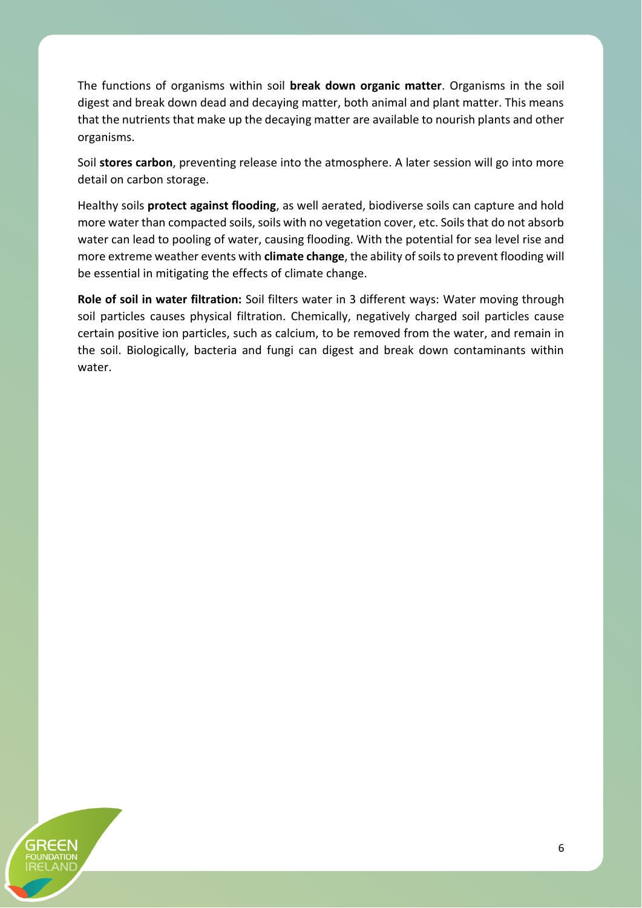The functions of organisms within soil **break down organic matter**. Organisms in the soil digest and break down dead and decaying matter, both animal and plant matter. This means that the nutrients that make up the decaying matter are available to nourish plants and other organisms.

Soil **stores carbon**, preventing release into the atmosphere. A later session will go into more detail on carbon storage.

Healthy soils **protect against flooding**, as well aerated, biodiverse soils can capture and hold more water than compacted soils, soils with no vegetation cover, etc. Soils that do not absorb water can lead to pooling of water, causing flooding. With the potential for sea level rise and more extreme weather events with **climate change**, the ability of soils to prevent flooding will be essential in mitigating the effects of climate change.

**Role of soil in water filtration:** Soil filters water in 3 different ways: Water moving through soil particles causes physical filtration. Chemically, negatively charged soil particles cause certain positive ion particles, such as calcium, to be removed from the water, and remain in the soil. Biologically, bacteria and fungi can digest and break down contaminants within water.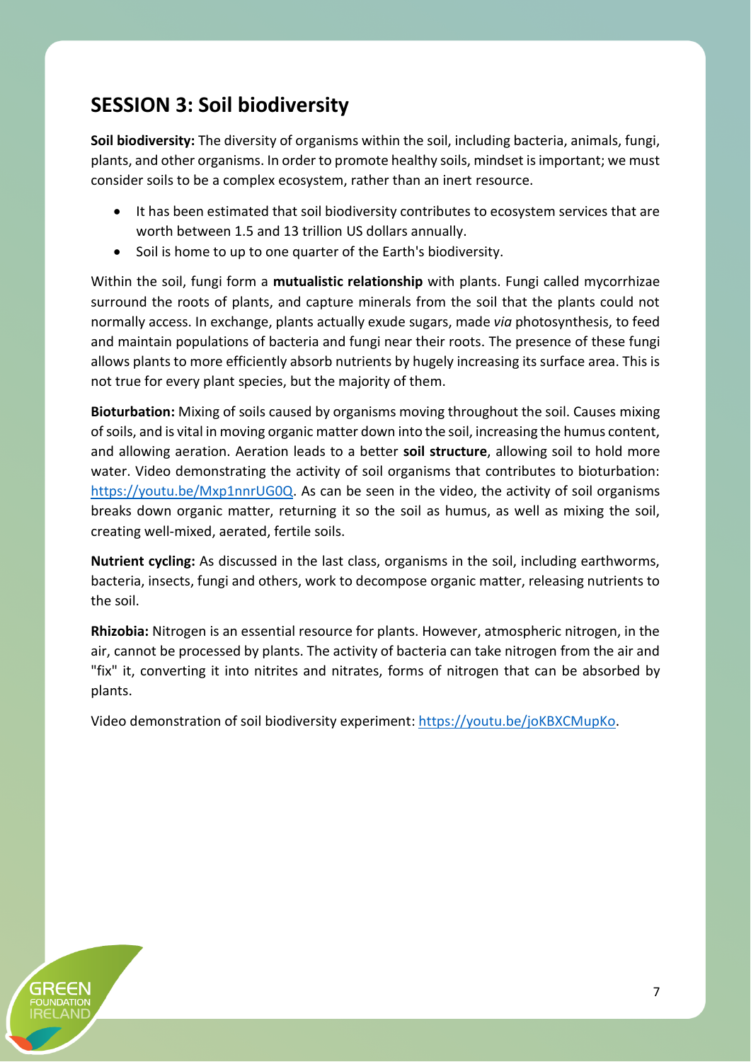## SESSION 3: Soil biodiversity

**Soil biodiversity:** The diversity of organisms within the soil, including bacteria, animals, fungi, plants, and other organisms. In order to promote healthy soils, mindset is important; we must consider soils to be a complex ecosystem, rather than an inert resource.

- It has been estimated that soil biodiversity contributes to ecosystem services that are worth between 1.5 and 13 trillion US dollars annually.
- Soil is home to up to one quarter of the Earth's biodiversity.

Within the soil, fungi form a **mutualistic relationship** with plants. Fungi called mycorrhizae surround the roots of plants, and capture minerals from the soil that the plants could not normally access. In exchange, plants actually exude sugars, made *via* photosynthesis, to feed and maintain populations of bacteria and fungi near their roots. The presence of these fungi allows plants to more efficiently absorb nutrients by hugely increasing its surface area. This is not true for every plant species, but the majority of them.

**Bioturbation:** Mixing of soils caused by organisms moving throughout the soil. Causes mixing of soils, and is vital in moving organic matter down into the soil, increasing the humus content, and allowing aeration. Aeration leads to a better **soil structure**, allowing soil to hold more water. Video demonstrating the activity of soil organisms that contributes to bioturbation: https://youtu.be/Mxp1nnrUG0Q. As can be seen in the video, the activity of soil organisms breaks down organic matter, returning it so the soil as humus, as well as mixing the soil, creating well-mixed, aerated, fertile soils.

**Nutrient cycling:** As discussed in the last class, organisms in the soil, including earthworms, bacteria, insects, fungi and others, work to decompose organic matter, releasing nutrients to the soil.

**Rhizobia:** Nitrogen is an essential resource for plants. However, atmospheric nitrogen, in the air, cannot be processed by plants. The activity of bacteria can take nitrogen from the air and "fix" it, converting it into nitrites and nitrates, forms of nitrogen that can be absorbed by plants.

Video demonstration of soil biodiversity experiment: https://youtu.be/joKBXCMupKo.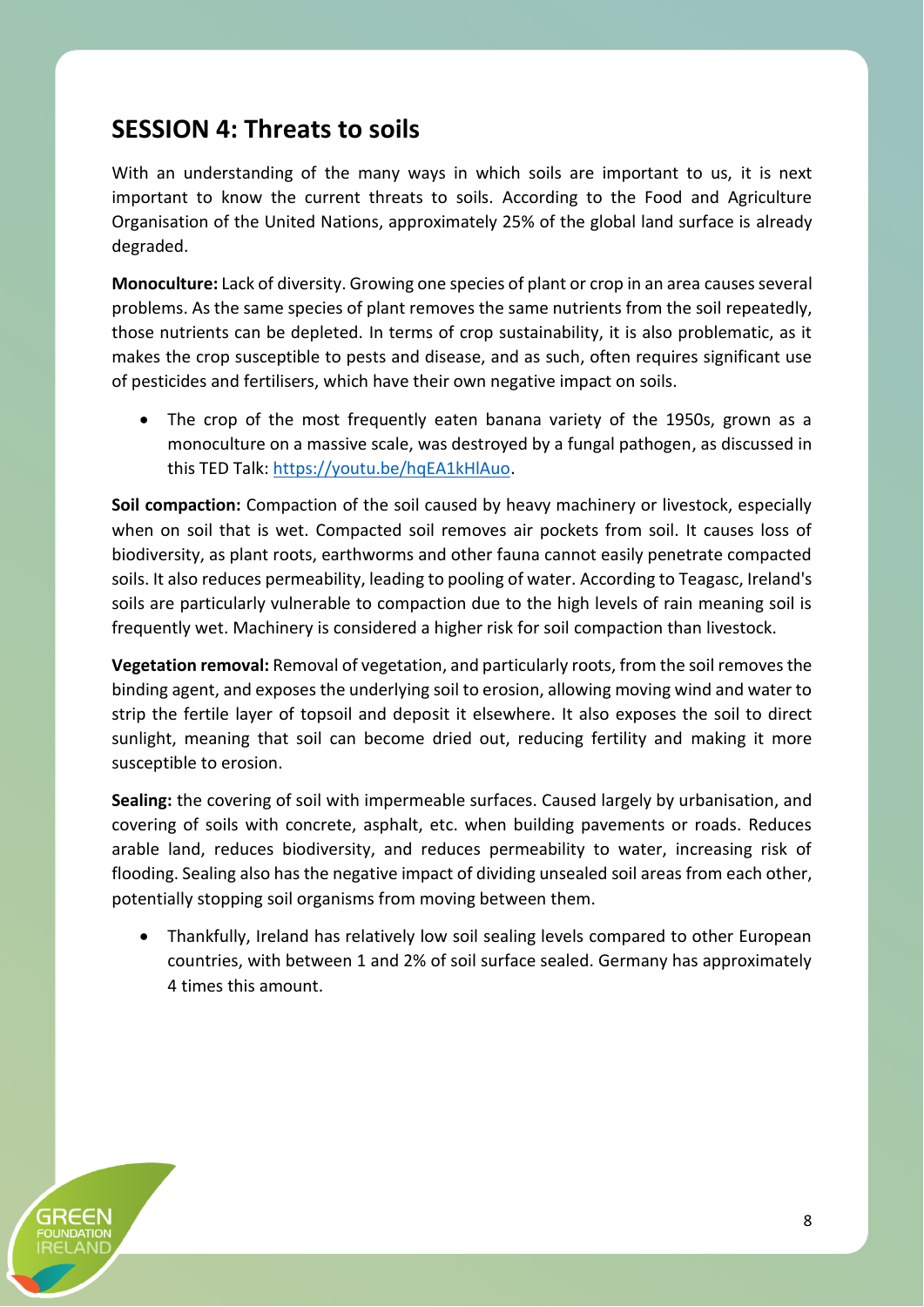## SESSION 4: Threats to soils

With an understanding of the many ways in which soils are important to us, it is next important to know the current threats to soils. According to the Food and Agriculture Organisation of the United Nations, approximately 25% of the global land surface is already degraded.

**Monoculture:** Lack of diversity. Growing one species of plant or crop in an area causes several problems. As the same species of plant removes the same nutrients from the soil repeatedly, those nutrients can be depleted. In terms of crop sustainability, it is also problematic, as it makes the crop susceptible to pests and disease, and as such, often requires significant use of pesticides and fertilisers, which have their own negative impact on soils.

- The crop of the most frequently eaten banana variety of the 1950s, grown as a monoculture on a massive scale, was destroyed by a fungal pathogen, as discussed in this TED Talk: [https://youtu.be/hqEA1kHlAuo](https://youtu.be/hqEA1kHlAuo).

**Soil compaction:** Compaction of the soil caused by heavy machinery or livestock, especially when on soil that is wet. Compacted soil removes air pockets from soil. It causes loss of biodiversity, as plant roots, earthworms and other fauna cannot easily penetrate compacted soils. It also reduces permeability, leading to pooling of water. According to Teagasc, Ireland's soils are particularly vulnerable to compaction due to the high levels of rain meaning soil is frequently wet. Machinery is considered a higher risk for soil compaction than livestock.

**Vegetation removal:** Removal of vegetation, and particularly roots, from the soil removes the binding agent, and exposes the underlying soil to erosion, allowing moving wind and water to strip the fertile layer of topsoil and deposit it elsewhere. It also exposes the soil to direct sunlight, meaning that soil can become dried out, reducing fertility and making it more susceptible to erosion.

**Sealing:** the covering of soil with impermeable surfaces. Caused largely by urbanisation, and covering of soils with concrete, asphalt, etc. when building pavements or roads. Reduces arable land, reduces biodiversity, and reduces permeability to water, increasing risk of flooding. Sealing also has the negative impact of dividing unsealed soil areas from each other, potentially stopping soil organisms from moving between them.

- Thankfully, Ireland has relatively low soil sealing levels compared to other European countries, with between 1 and 2% of soil surface sealed. Germany has approximately 4 times this amount.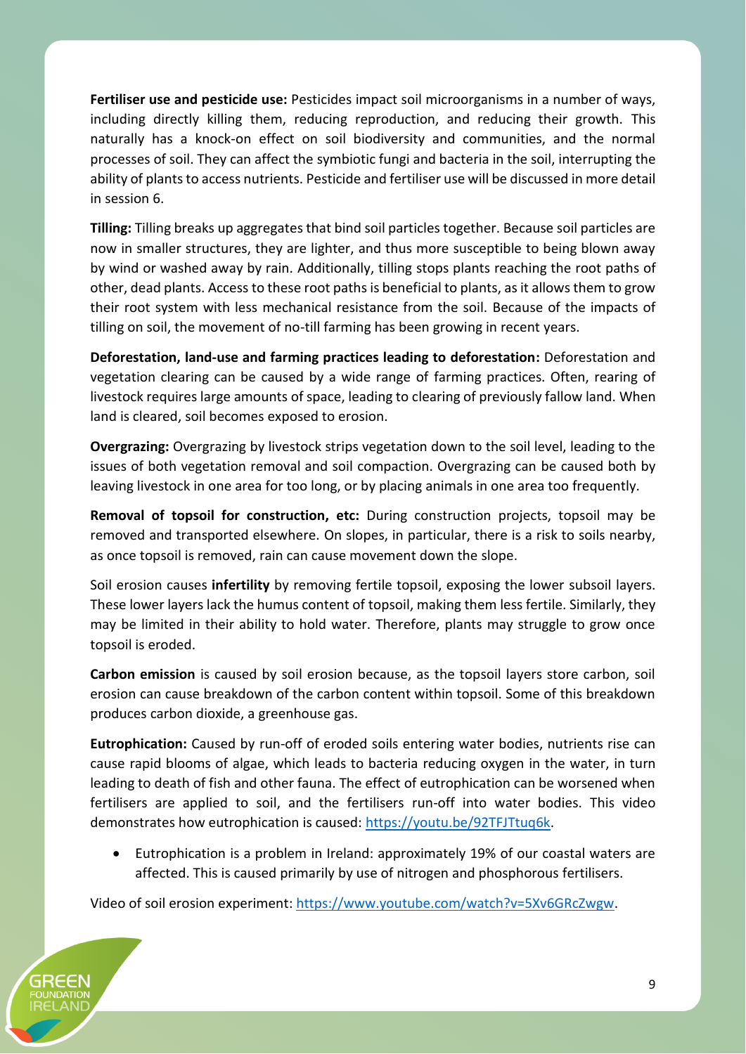**Fertiliser use and pesticide use:** Pesticides impact soil microorganisms in a number of ways, including directly killing them, reducing reproduction, and reducing their growth. This naturally has a knock-on effect on soil biodiversity and communities, and the normal processes of soil. They can affect the symbiotic fungi and bacteria in the soil, interrupting the ability of plants to access nutrients. Pesticide and fertiliser use will be discussed in more detail in session 6.

**Tilling:** Tilling breaks up aggregates that bind soil particles together. Because soil particles are now in smaller structures, they are lighter, and thus more susceptible to being blown away by wind or washed away by rain. Additionally, tilling stops plants reaching the root paths of other, dead plants. Access to these root paths is beneficial to plants, as it allows them to grow their root system with less mechanical resistance from the soil. Because of the impacts of tilling on soil, the movement of no-till farming has been growing in recent years.

**Deforestation, land-use and farming practices leading to deforestation:** Deforestation and vegetation clearing can be caused by a wide range of farming practices. Often, rearing of livestock requires large amounts of space, leading to clearing of previously fallow land. When land is cleared, soil becomes exposed to erosion.

**Overgrazing:** Overgrazing by livestock strips vegetation down to the soil level, leading to the issues of both vegetation removal and soil compaction. Overgrazing can be caused both by leaving livestock in one area for too long, or by placing animals in one area too frequently.

**Removal of topsoil for construction, etc:** During construction projects, topsoil may be removed and transported elsewhere. On slopes, in particular, there is a risk to soils nearby, as once topsoil is removed, rain can cause movement down the slope.

Soil erosion causes **infertility** by removing fertile topsoil, exposing the lower subsoil layers. These lower layers lack the humus content of topsoil, making them less fertile. Similarly, they may be limited in their ability to hold water. Therefore, plants may struggle to grow once topsoil is eroded.

**Carbon emission** is caused by soil erosion because, as the topsoil layers store carbon, soil erosion can cause breakdown of the carbon content within topsoil. Some of this breakdown produces carbon dioxide, a greenhouse gas.

**Eutrophication:** Caused by run-off of eroded soils entering water bodies, nutrients rise can cause rapid blooms of algae, which leads to bacteria reducing oxygen in the water, in turn leading to death of fish and other fauna. The effect of eutrophication can be worsened when fertilisers are applied to soil, and the fertilisers run-off into water bodies. This video demonstrates how eutrophication is caused: https://youtu.be/92TFJTtuq6k.

- Eutrophication is a problem in Ireland: approximately 19% of our coastal waters are affected. This is caused primarily by use of nitrogen and phosphorous fertilisers.

Video of soil erosion experiment: https://www.youtube.com/watch?v=5Xv6GRcZwgw.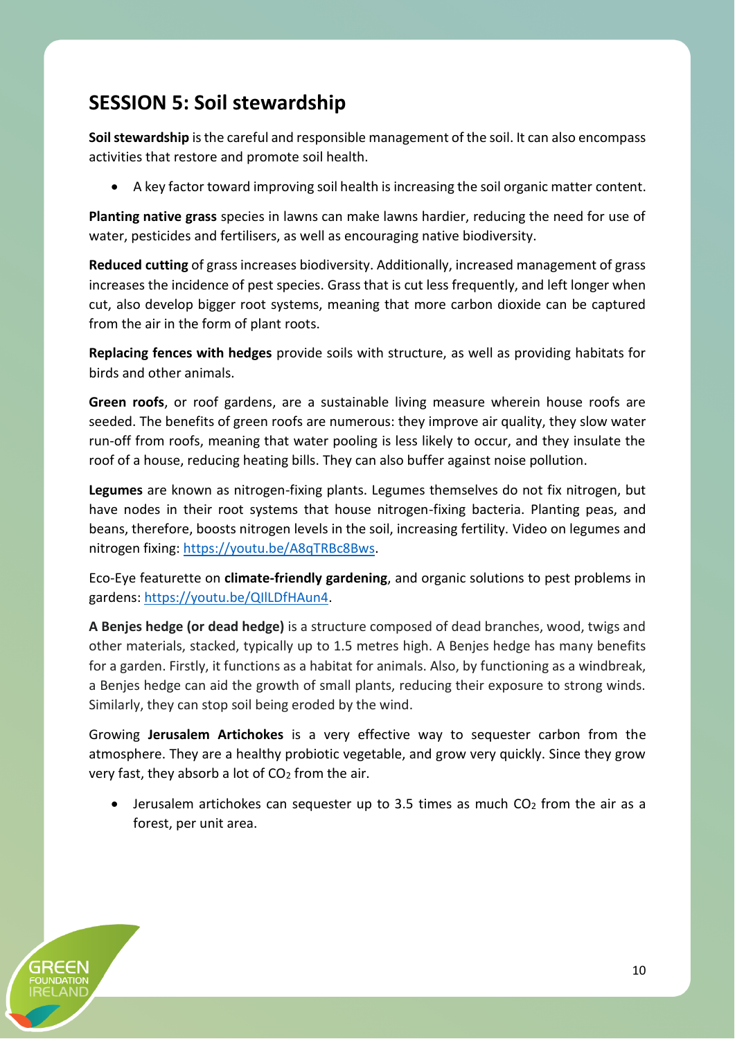## SESSION 5: Soil stewardship

**Soil stewardship** is the careful and responsible management of the soil. It can also encompass activities that restore and promote soil health.

- A key factor toward improving soil health is increasing the soil organic matter content.

**Planting native grass** species in lawns can make lawns hardier, reducing the need for use of water, pesticides and fertilisers, as well as encouraging native biodiversity.

**Reduced cutting** of grass increases biodiversity. Additionally, increased management of grass increases the incidence of pest species. Grass that is cut less frequently, and left longer when cut, also develop bigger root systems, meaning that more carbon dioxide can be captured from the air in the form of plant roots.

**Replacing fences with hedges** provide soils with structure, as well as providing habitats for birds and other animals.

**Green roofs**, or roof gardens, are a sustainable living measure wherein house roofs are seeded. The benefits of green roofs are numerous: they improve air quality, they slow water run-off from roofs, meaning that water pooling is less likely to occur, and they insulate the roof of a house, reducing heating bills. They can also buffer against noise pollution.

**Legumes** are known as nitrogen-fixing plants. Legumes themselves do not fix nitrogen, but have nodes in their root systems that house nitrogen-fixing bacteria. Planting peas, and beans, therefore, boosts nitrogen levels in the soil, increasing fertility. Video on legumes and nitrogen fixing: https://youtu.be/A8qTRBc8Bws.

Eco-Eye featurette on **climate-friendly gardening**, and organic solutions to pest problems in gardens: https://youtu.be/QIlLDfHAun4.

**A Benjes hedge (or dead hedge)** is a structure composed of dead branches, wood, twigs and other materials, stacked, typically up to 1.5 metres high. A Benjes hedge has many benefits for a garden. Firstly, it functions as a habitat for animals. Also, by functioning as a windbreak, a Benjes hedge can aid the growth of small plants, reducing their exposure to strong winds. Similarly, they can stop soil being eroded by the wind.

Growing **Jerusalem Artichokes** is a very effective way to sequester carbon from the atmosphere. They are a healthy probiotic vegetable, and grow very quickly. Since they grow very fast, they absorb a lot of $CO_2$ from the air.

- Jerusalem artichokes can sequester up to 3.5 times as much $CO_2$ from the air as a forest, per unit area.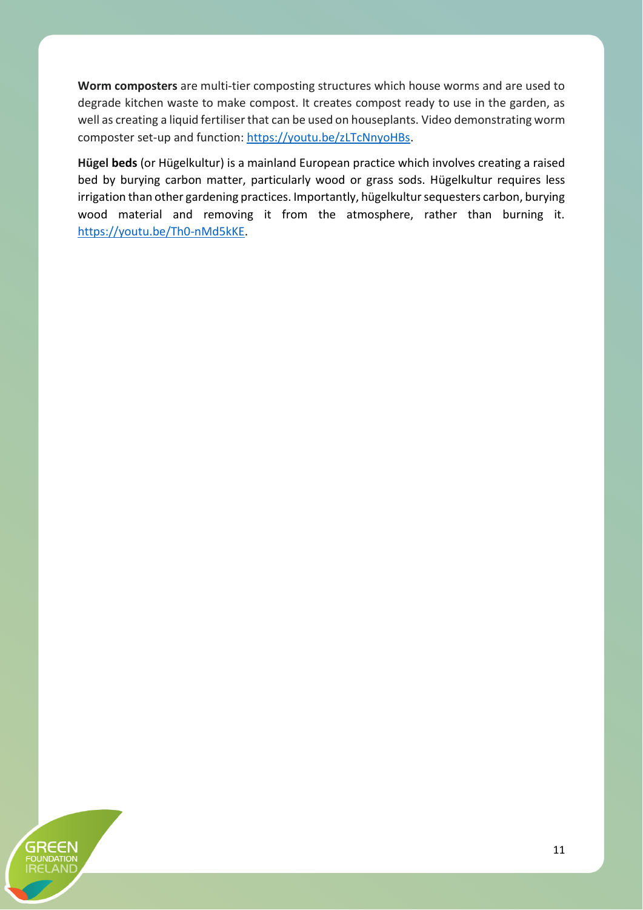**Worm composters** are multi-tier composting structures which house worms and are used to degrade kitchen waste to make compost. It creates compost ready to use in the garden, as well as creating a liquid fertiliser that can be used on houseplants. Video demonstrating worm composter set-up and function: https://youtu.be/zLTcNnyoHBs.

**Hügel beds** (or Hügelkultur) is a mainland European practice which involves creating a raised bed by burying carbon matter, particularly wood or grass sods. Hügelkultur requires less irrigation than other gardening practices. Importantly, hügelkultur sequesters carbon, burying wood material and removing it from the atmosphere, rather than burning it. https://youtu.be/Th0-nMd5kKE.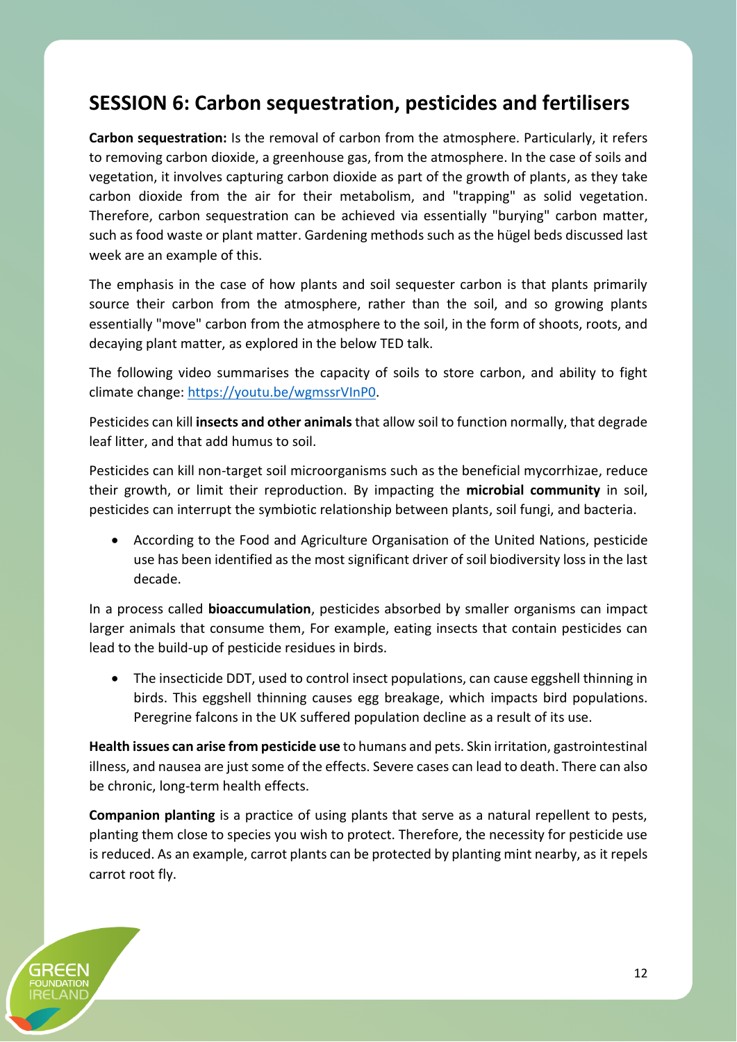## SESSION 6: Carbon sequestration, pesticides and fertilisers

**Carbon sequestration:** Is the removal of carbon from the atmosphere. Particularly, it refers to removing carbon dioxide, a greenhouse gas, from the atmosphere. In the case of soils and vegetation, it involves capturing carbon dioxide as part of the growth of plants, as they take carbon dioxide from the air for their metabolism, and "trapping" as solid vegetation. Therefore, carbon sequestration can be achieved via essentially "burying" carbon matter, such as food waste or plant matter. Gardening methods such as the hügel beds discussed last week are an example of this.

The emphasis in the case of how plants and soil sequester carbon is that plants primarily source their carbon from the atmosphere, rather than the soil, and so growing plants essentially "move" carbon from the atmosphere to the soil, in the form of shoots, roots, and decaying plant matter, as explored in the below TED talk.

The following video summarises the capacity of soils to store carbon, and ability to fight climate change: https://youtu.be/wgmssrVInP0.

Pesticides can kill **insects and other animals** that allow soil to function normally, that degrade leaf litter, and that add humus to soil.

Pesticides can kill non-target soil microorganisms such as the beneficial mycorrhizae, reduce their growth, or limit their reproduction. By impacting the **microbial community** in soil, pesticides can interrupt the symbiotic relationship between plants, soil fungi, and bacteria.

- According to the Food and Agriculture Organisation of the United Nations, pesticide use has been identified as the most significant driver of soil biodiversity loss in the last decade.

In a process called **bioaccumulation**, pesticides absorbed by smaller organisms can impact larger animals that consume them, For example, eating insects that contain pesticides can lead to the build-up of pesticide residues in birds.

- The insecticide DDT, used to control insect populations, can cause eggshell thinning in birds. This eggshell thinning causes egg breakage, which impacts bird populations. Peregrine falcons in the UK suffered population decline as a result of its use.

**Health issues can arise from pesticide use** to humans and pets. Skin irritation, gastrointestinal illness, and nausea are just some of the effects. Severe cases can lead to death. There can also be chronic, long-term health effects.

**Companion planting** is a practice of using plants that serve as a natural repellent to pests, planting them close to species you wish to protect. Therefore, the necessity for pesticide use is reduced. As an example, carrot plants can be protected by planting mint nearby, as it repels carrot root fly.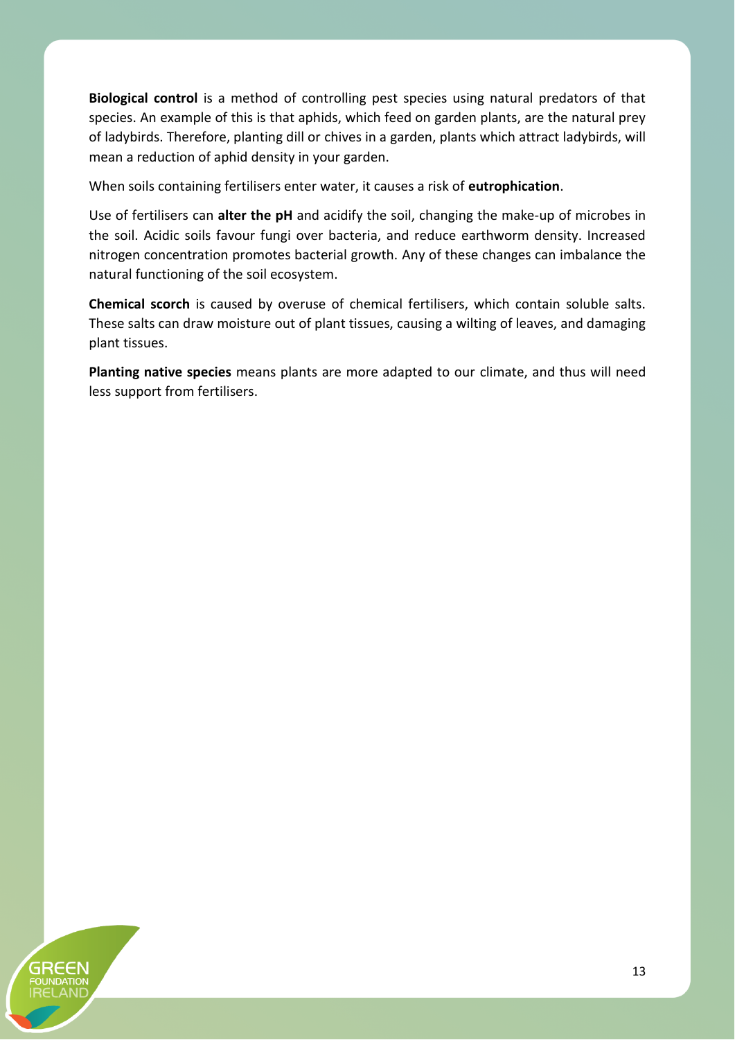**Biological control** is a method of controlling pest species using natural predators of that species. An example of this is that aphids, which feed on garden plants, are the natural prey of ladybirds. Therefore, planting dill or chives in a garden, plants which attract ladybirds, will mean a reduction of aphid density in your garden.

When soils containing fertilisers enter water, it causes a risk of **eutrophication**.

Use of fertilisers can **alter the pH** and acidify the soil, changing the make-up of microbes in the soil. Acidic soils favour fungi over bacteria, and reduce earthworm density. Increased nitrogen concentration promotes bacterial growth. Any of these changes can imbalance the natural functioning of the soil ecosystem.

**Chemical scorch** is caused by overuse of chemical fertilisers, which contain soluble salts. These salts can draw moisture out of plant tissues, causing a wilting of leaves, and damaging plant tissues.

**Planting native species** means plants are more adapted to our climate, and thus will need less support from fertilisers.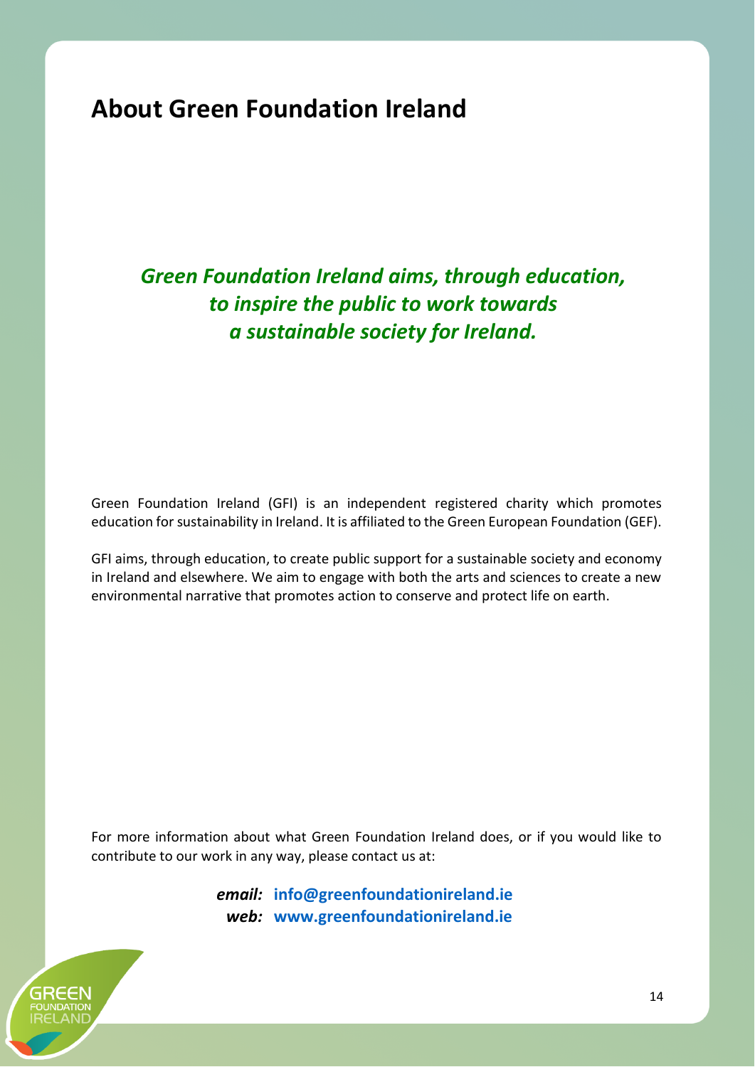# About Green Foundation Ireland

***Green Foundation Ireland aims, through education, to inspire the public to work towards a sustainable society for Ireland.***

Green Foundation Ireland (GFI) is an independent registered charity which promotes education for sustainability in Ireland. It is affiliated to the Green European Foundation (GEF).

GFI aims, through education, to create public support for a sustainable society and economy in Ireland and elsewhere. We aim to engage with both the arts and sciences to create a new environmental narrative that promotes action to conserve and protect life on earth.

For more information about what Green Foundation Ireland does, or if you would like to contribute to our work in any way, please contact us at:

***email:*** **info@greenfoundationireland.ie**
***web:*** **www.greenfoundationireland.ie**

GREEN FOUNDATION IRELAND